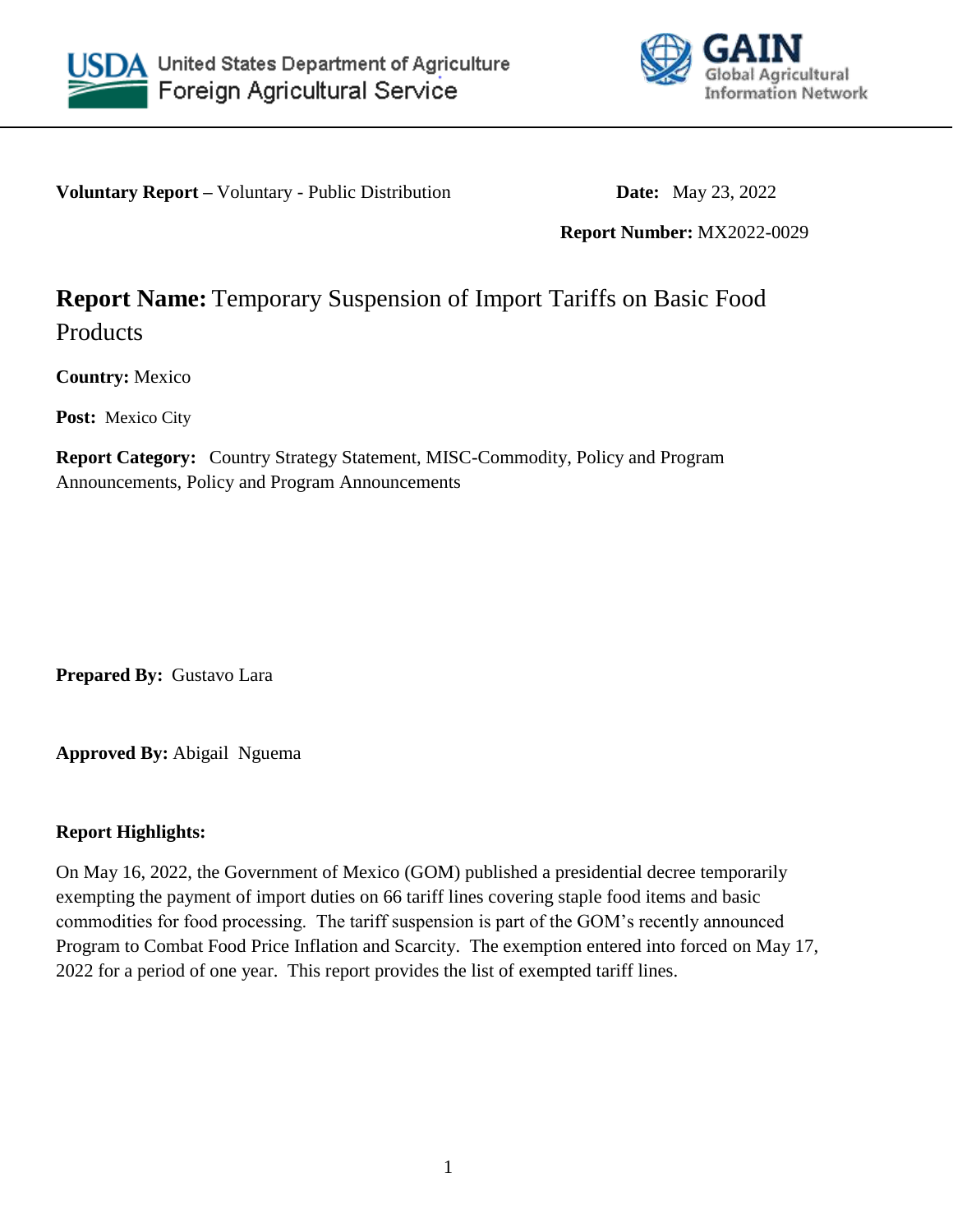United States Department of Agriculture
Foreign Agricultural Service

GAIN
Global Agricultural Information Network

**Voluntary Report –** Voluntary - Public Distribution

**Date:** May 23, 2022

**Report Number:** MX2022-0029

# **Report Name:** Temporary Suspension of Import Tariffs on Basic Food Products

**Country:** Mexico

**Post:** Mexico City

**Report Category:** Country Strategy Statement, MISC-Commodity, Policy and Program Announcements, Policy and Program Announcements

**Prepared By:** Gustavo Lara

**Approved By:** Abigail Nguema

**Report Highlights:**

On May 16, 2022, the Government of Mexico (GOM) published a presidential decree temporarily exempting the payment of import duties on 66 tariff lines covering staple food items and basic commodities for food processing. The tariff suspension is part of the GOM's recently announced Program to Combat Food Price Inflation and Scarcity. The exemption entered into forced on May 17, 2022 for a period of one year. This report provides the list of exempted tariff lines.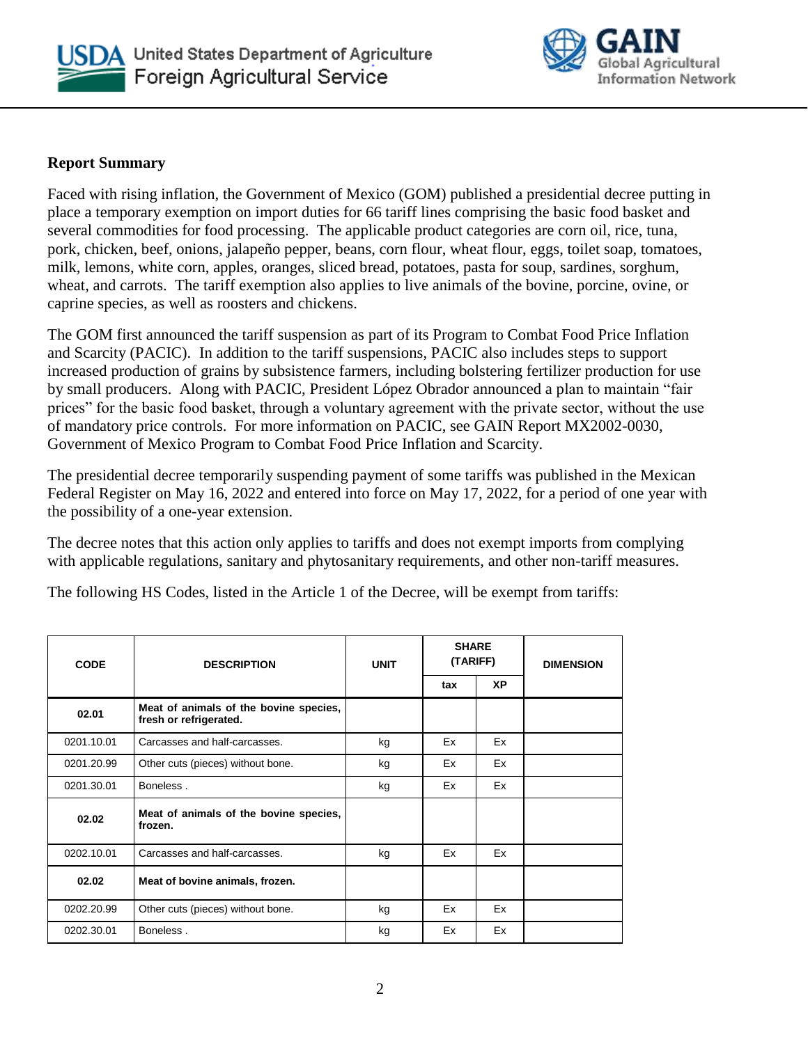**Report Summary**

Faced with rising inflation, the Government of Mexico (GOM) published a presidential decree putting in place a temporary exemption on import duties for 66 tariff lines comprising the basic food basket and several commodities for food processing. The applicable product categories are corn oil, rice, tuna, pork, chicken, beef, onions, jalapeño pepper, beans, corn flour, wheat flour, eggs, toilet soap, tomatoes, milk, lemons, white corn, apples, oranges, sliced bread, potatoes, pasta for soup, sardines, sorghum, wheat, and carrots. The tariff exemption also applies to live animals of the bovine, porcine, ovine, or caprine species, as well as roosters and chickens.

The GOM first announced the tariff suspension as part of its Program to Combat Food Price Inflation and Scarcity (PACIC). In addition to the tariff suspensions, PACIC also includes steps to support increased production of grains by subsistence farmers, including bolstering fertilizer production for use by small producers. Along with PACIC, President López Obrador announced a plan to maintain "fair prices" for the basic food basket, through a voluntary agreement with the private sector, without the use of mandatory price controls. For more information on PACIC, see GAIN Report MX2002-0030, Government of Mexico Program to Combat Food Price Inflation and Scarcity.

The presidential decree temporarily suspending payment of some tariffs was published in the Mexican Federal Register on May 16, 2022 and entered into force on May 17, 2022, for a period of one year with the possibility of a one-year extension.

The decree notes that this action only applies to tariffs and does not exempt imports from complying with applicable regulations, sanitary and phytosanitary requirements, and other non-tariff measures.

The following HS Codes, listed in the Article 1 of the Decree, will be exempt from tariffs:

| CODE | DESCRIPTION | UNIT | SHARE (TARIFF) | | DIMENSION |
|---|---|---|---|---|---|
| | | | tax | XP | |
| **02.01** | **Meat of animals of the bovine species, fresh or refrigerated.** | | | | |
| 0201.10.01 | Carcasses and half-carcasses. | kg | Ex | Ex | |
| 0201.20.99 | Other cuts (pieces) without bone. | kg | Ex | Ex | |
| 0201.30.01 | Boneless . | kg | Ex | Ex | |
| **02.02** | **Meat of animals of the bovine species, frozen.** | | | | |
| 0202.10.01 | Carcasses and half-carcasses. | kg | Ex | Ex | |
| **02.02** | **Meat of bovine animals, frozen.** | | | | |
| 0202.20.99 | Other cuts (pieces) without bone. | kg | Ex | Ex | |
| 0202.30.01 | Boneless . | kg | Ex | Ex | |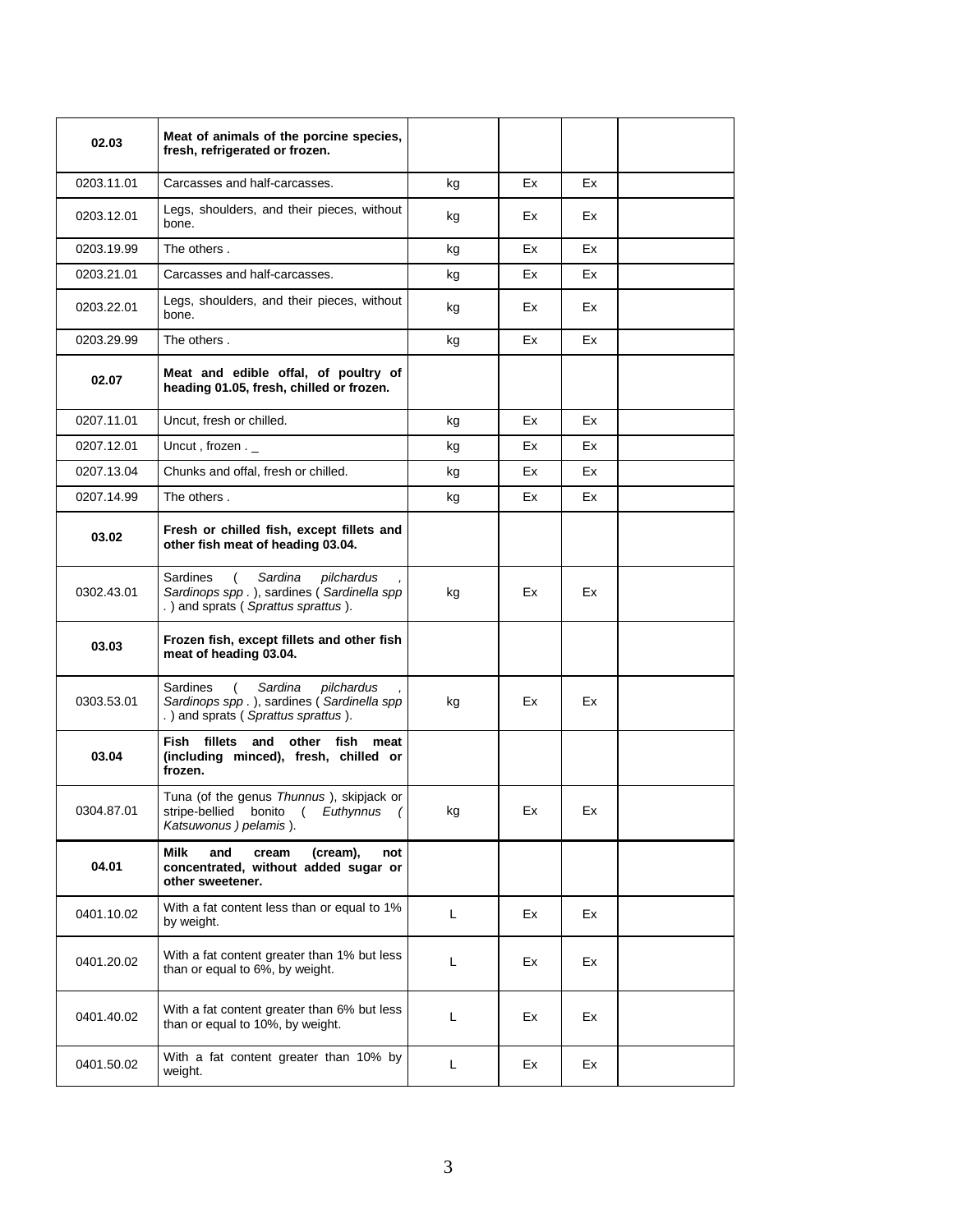| | | | | | |
|---|---|---|---|---|---|
| **02.03** | **Meat of animals of the porcine species, fresh, refrigerated or frozen.** | | | | |
| 0203.11.01 | Carcasses and half-carcasses. | kg | Ex | Ex | |
| 0203.12.01 | Legs, shoulders, and their pieces, without bone. | kg | Ex | Ex | |
| 0203.19.99 | The others . | kg | Ex | Ex | |
| 0203.21.01 | Carcasses and half-carcasses. | kg | Ex | Ex | |
| 0203.22.01 | Legs, shoulders, and their pieces, without bone. | kg | Ex | Ex | |
| 0203.29.99 | The others . | kg | Ex | Ex | |
| **02.07** | **Meat and edible offal, of poultry of heading 01.05, fresh, chilled or frozen.** | | | | |
| 0207.11.01 | Uncut, fresh or chilled. | kg | Ex | Ex | |
| 0207.12.01 | Uncut , frozen . _ | kg | Ex | Ex | |
| 0207.13.04 | Chunks and offal, fresh or chilled. | kg | Ex | Ex | |
| 0207.14.99 | The others . | kg | Ex | Ex | |
| **03.02** | **Fresh or chilled fish, except fillets and other fish meat of heading 03.04.** | | | | |
| 0302.43.01 | Sardines ( *Sardina pilchardus* , *Sardinops spp* . ), sardines ( *Sardinella spp* . ) and sprats ( *Sprattus sprattus* ). | kg | Ex | Ex | |
| **03.03** | **Frozen fish, except fillets and other fish meat of heading 03.04.** | | | | |
| 0303.53.01 | Sardines ( *Sardina pilchardus* , *Sardinops spp* . ), sardines ( *Sardinella spp* . ) and sprats ( *Sprattus sprattus* ). | kg | Ex | Ex | |
| **03.04** | **Fish fillets and other fish meat (including minced), fresh, chilled or frozen.** | | | | |
| 0304.87.01 | Tuna (of the genus *Thunnus* ), skipjack or stripe-bellied bonito ( *Euthynnus ( Katsuwonus ) pelamis* ). | kg | Ex | Ex | |
| **04.01** | **Milk and cream (cream), not concentrated, without added sugar or other sweetener.** | | | | |
| 0401.10.02 | With a fat content less than or equal to 1% by weight. | L | Ex | Ex | |
| 0401.20.02 | With a fat content greater than 1% but less than or equal to 6%, by weight. | L | Ex | Ex | |
| 0401.40.02 | With a fat content greater than 6% but less than or equal to 10%, by weight. | L | Ex | Ex | |
| 0401.50.02 | With a fat content greater than 10% by weight. | L | Ex | Ex | |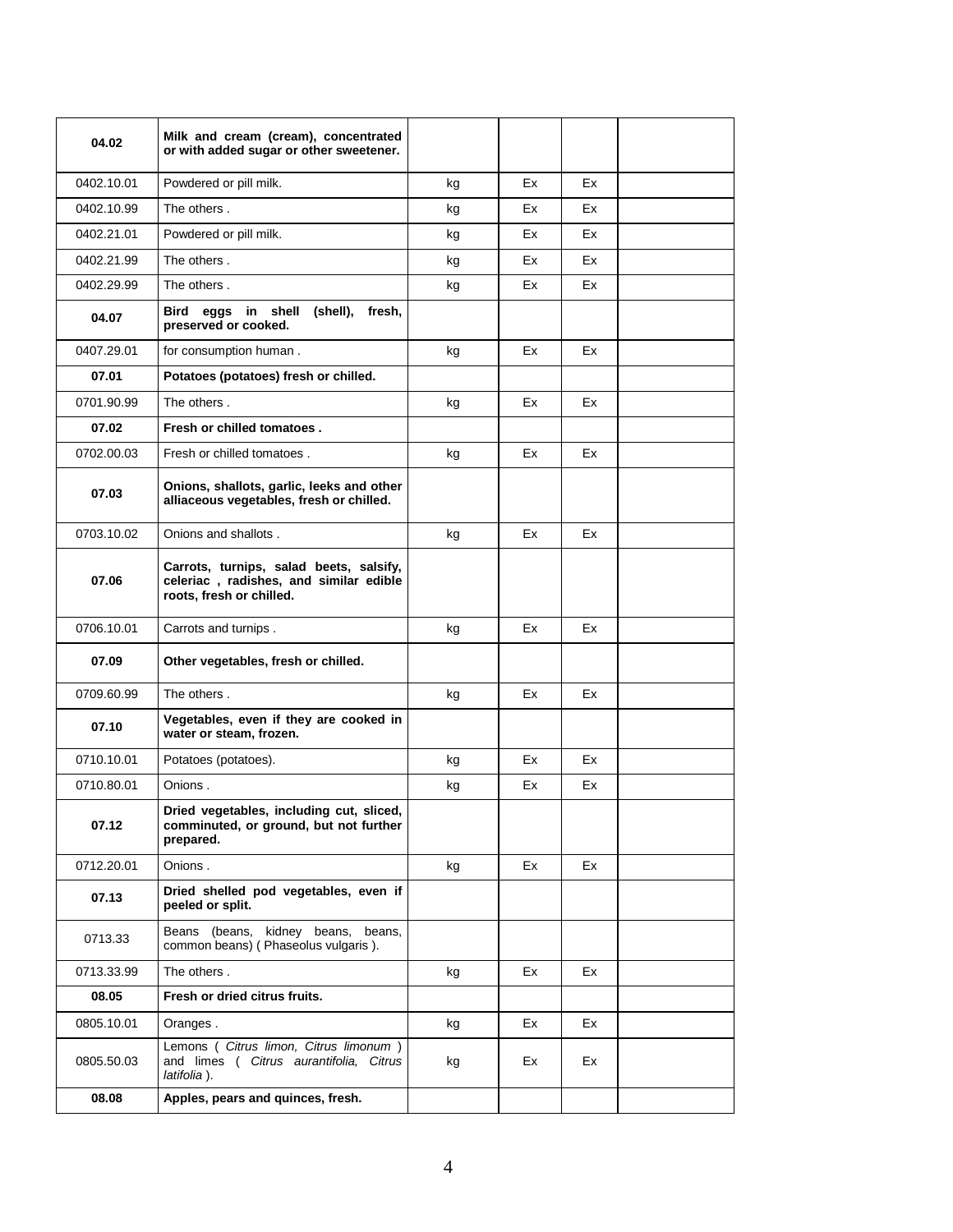| | | | | | |
|---|---|---|---|---|---|
| **04.02** | **Milk and cream (cream), concentrated or with added sugar or other sweetener.** | | | | |
| 0402.10.01 | Powdered or pill milk. | kg | Ex | Ex | |
| 0402.10.99 | The others . | kg | Ex | Ex | |
| 0402.21.01 | Powdered or pill milk. | kg | Ex | Ex | |
| 0402.21.99 | The others . | kg | Ex | Ex | |
| 0402.29.99 | The others . | kg | Ex | Ex | |
| **04.07** | **Bird eggs in shell (shell), fresh, preserved or cooked.** | | | | |
| 0407.29.01 | for consumption human . | kg | Ex | Ex | |
| **07.01** | **Potatoes (potatoes) fresh or chilled.** | | | | |
| 0701.90.99 | The others . | kg | Ex | Ex | |
| **07.02** | **Fresh or chilled tomatoes .** | | | | |
| 0702.00.03 | Fresh or chilled tomatoes . | kg | Ex | Ex | |
| **07.03** | **Onions, shallots, garlic, leeks and other alliaceous vegetables, fresh or chilled.** | | | | |
| 0703.10.02 | Onions and shallots . | kg | Ex | Ex | |
| **07.06** | **Carrots, turnips, salad beets, salsify, celeriac , radishes, and similar edible roots, fresh or chilled.** | | | | |
| 0706.10.01 | Carrots and turnips . | kg | Ex | Ex | |
| **07.09** | **Other vegetables, fresh or chilled.** | | | | |
| 0709.60.99 | The others . | kg | Ex | Ex | |
| **07.10** | **Vegetables, even if they are cooked in water or steam, frozen.** | | | | |
| 0710.10.01 | Potatoes (potatoes). | kg | Ex | Ex | |
| 0710.80.01 | Onions . | kg | Ex | Ex | |
| **07.12** | **Dried vegetables, including cut, sliced, comminuted, or ground, but not further prepared.** | | | | |
| 0712.20.01 | Onions . | kg | Ex | Ex | |
| **07.13** | **Dried shelled pod vegetables, even if peeled or split.** | | | | |
| 0713.33 | Beans (beans, kidney beans, beans, common beans) ( Phaseolus vulgaris ). | | | | |
| 0713.33.99 | The others . | kg | Ex | Ex | |
| **08.05** | **Fresh or dried citrus fruits.** | | | | |
| 0805.10.01 | Oranges . | kg | Ex | Ex | |
| 0805.50.03 | Lemons ( *Citrus limon, Citrus limonum* ) and limes ( *Citrus aurantifolia, Citrus latifolia* ). | kg | Ex | Ex | |
| **08.08** | **Apples, pears and quinces, fresh.** | | | | |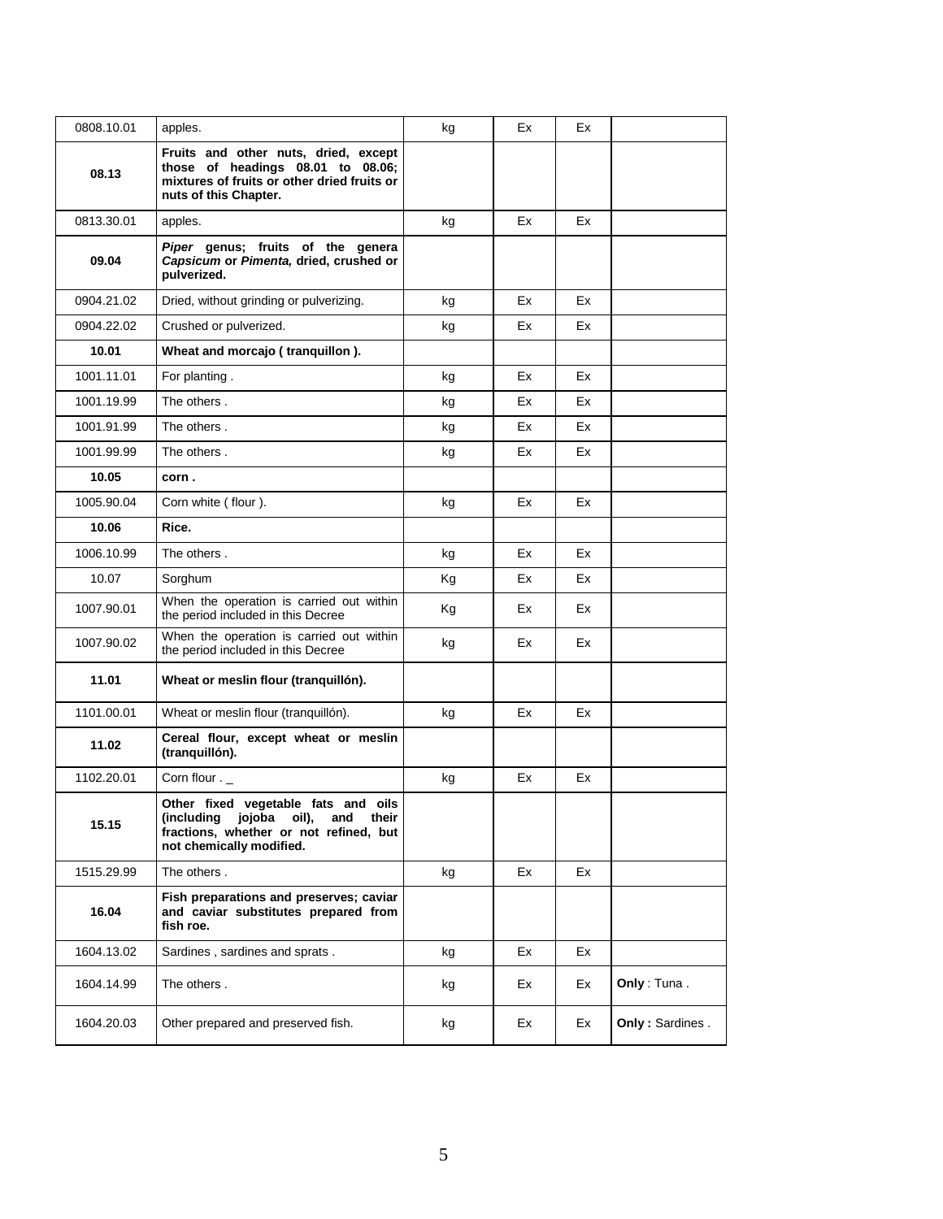| 0808.10.01 | apples. | kg | Ex | Ex | |
|---|---|---|---|---|---|
| **08.13** | **Fruits and other nuts, dried, except those of headings 08.01 to 08.06; mixtures of fruits or other dried fruits or nuts of this Chapter.** | | | | |
| 0813.30.01 | apples. | kg | Ex | Ex | |
| **09.04** | ***Piper* genus; fruits of the genera *Capsicum* or *Pimenta,* dried, crushed or pulverized.** | | | | |
| 0904.21.02 | Dried, without grinding or pulverizing. | kg | Ex | Ex | |
| 0904.22.02 | Crushed or pulverized. | kg | Ex | Ex | |
| **10.01** | **Wheat and morcajo ( tranquillon ).** | | | | |
| 1001.11.01 | For planting . | kg | Ex | Ex | |
| 1001.19.99 | The others . | kg | Ex | Ex | |
| 1001.91.99 | The others . | kg | Ex | Ex | |
| 1001.99.99 | The others . | kg | Ex | Ex | |
| **10.05** | **corn .** | | | | |
| 1005.90.04 | Corn white ( flour ). | kg | Ex | Ex | |
| **10.06** | **Rice.** | | | | |
| 1006.10.99 | The others . | kg | Ex | Ex | |
| 10.07 | Sorghum | Kg | Ex | Ex | |
| 1007.90.01 | When the operation is carried out within the period included in this Decree | Kg | Ex | Ex | |
| 1007.90.02 | When the operation is carried out within the period included in this Decree | kg | Ex | Ex | |
| **11.01** | **Wheat or meslin flour (tranquillón).** | | | | |
| 1101.00.01 | Wheat or meslin flour (tranquillón). | kg | Ex | Ex | |
| **11.02** | **Cereal flour, except wheat or meslin (tranquillón).** | | | | |
| 1102.20.01 | Corn flour . _ | kg | Ex | Ex | |
| **15.15** | **Other fixed vegetable fats and oils (including jojoba oil), and their fractions, whether or not refined, but not chemically modified.** | | | | |
| 1515.29.99 | The others . | kg | Ex | Ex | |
| **16.04** | **Fish preparations and preserves; caviar and caviar substitutes prepared from fish roe.** | | | | |
| 1604.13.02 | Sardines , sardines and sprats . | kg | Ex | Ex | |
| 1604.14.99 | The others . | kg | Ex | Ex | **Only** : Tuna . |
| 1604.20.03 | Other prepared and preserved fish. | kg | Ex | Ex | **Only :** Sardines . |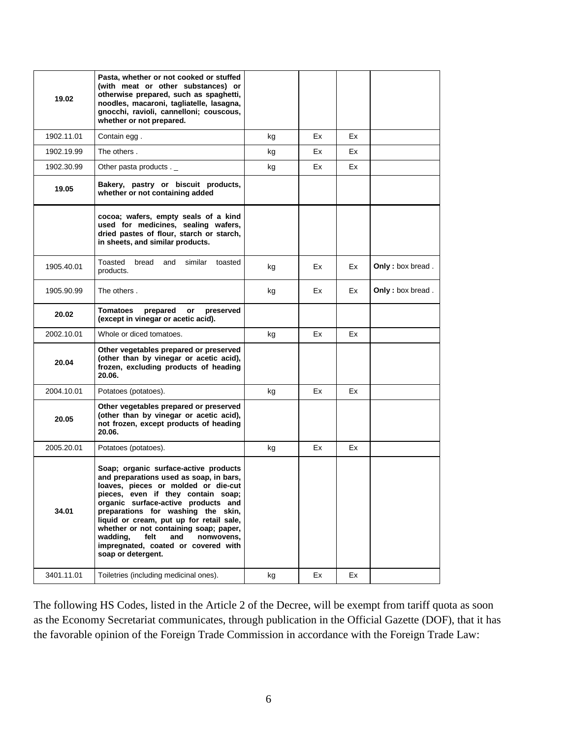| | | | | | |
|---|---|---|---|---|---|
| **19.02** | **Pasta, whether or not cooked or stuffed (with meat or other substances) or otherwise prepared, such as spaghetti, noodles, macaroni, tagliatelle, lasagna, gnocchi, ravioli, cannelloni; couscous, whether or not prepared.** | | | | |
| 1902.11.01 | Contain egg . | kg | Ex | Ex | |
| 1902.19.99 | The others . | kg | Ex | Ex | |
| 1902.30.99 | Other pasta products . _ | kg | Ex | Ex | |
| **19.05** | **Bakery, pastry or biscuit products, whether or not containing added** | | | | |
| | **cocoa; wafers, empty seals of a kind used for medicines, sealing wafers, dried pastes of flour, starch or starch, in sheets, and similar products.** | | | | |
| 1905.40.01 | Toasted bread and similar toasted products. | kg | Ex | Ex | **Only :** box bread . |
| 1905.90.99 | The others . | kg | Ex | Ex | **Only :** box bread . |
| **20.02** | **Tomatoes prepared or preserved (except in vinegar or acetic acid).** | | | | |
| 2002.10.01 | Whole or diced tomatoes. | kg | Ex | Ex | |
| **20.04** | **Other vegetables prepared or preserved (other than by vinegar or acetic acid), frozen, excluding products of heading 20.06.** | | | | |
| 2004.10.01 | Potatoes (potatoes). | kg | Ex | Ex | |
| **20.05** | **Other vegetables prepared or preserved (other than by vinegar or acetic acid), not frozen, except products of heading 20.06.** | | | | |
| 2005.20.01 | Potatoes (potatoes). | kg | Ex | Ex | |
| **34.01** | **Soap; organic surface-active products and preparations used as soap, in bars, loaves, pieces or molded or die-cut pieces, even if they contain soap; organic surface-active products and preparations for washing the skin, liquid or cream, put up for retail sale, whether or not containing soap; paper, wadding, felt and nonwovens, impregnated, coated or covered with soap or detergent.** | | | | |
| 3401.11.01 | Toiletries (including medicinal ones). | kg | Ex | Ex | |

The following HS Codes, listed in the Article 2 of the Decree, will be exempt from tariff quota as soon as the Economy Secretariat communicates, through publication in the Official Gazette (DOF), that it has the favorable opinion of the Foreign Trade Commission in accordance with the Foreign Trade Law: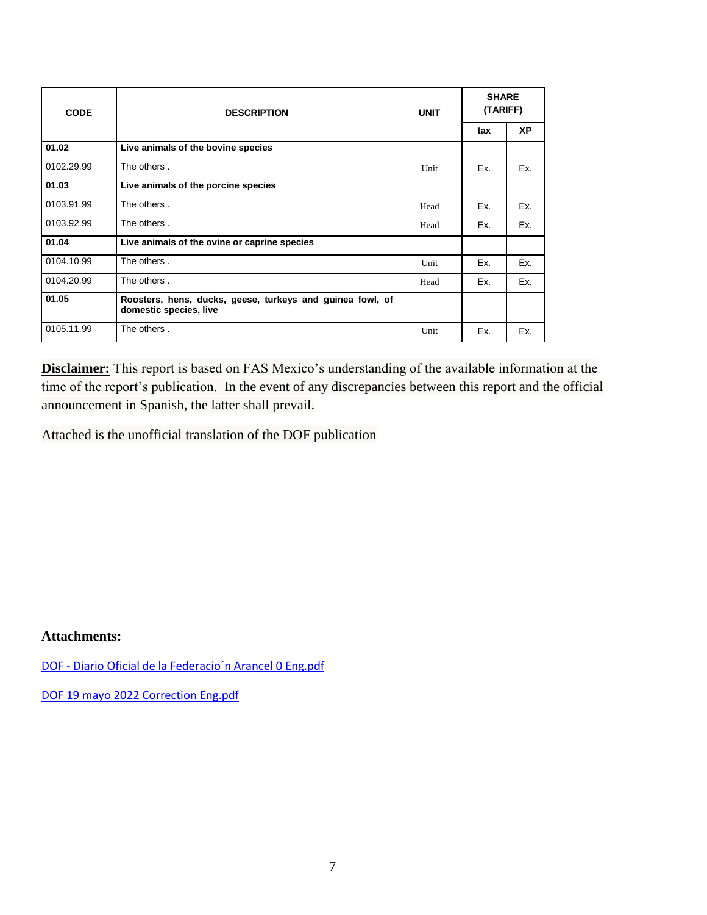| CODE | DESCRIPTION | UNIT | SHARE (TARIFF) | |
|---|---|---|---|---|
| | | | tax | XP |
| **01.02** | **Live animals of the bovine species** | | | |
| 0102.29.99 | The others . | Unit | Ex. | Ex. |
| **01.03** | **Live animals of the porcine species** | | | |
| 0103.91.99 | The others . | Head | Ex. | Ex. |
| 0103.92.99 | The others . | Head | Ex. | Ex. |
| **01.04** | **Live animals of the ovine or caprine species** | | | |
| 0104.10.99 | The others . | Unit | Ex. | Ex. |
| 0104.20.99 | The others . | Head | Ex. | Ex. |
| **01.05** | **Roosters, hens, ducks, geese, turkeys and guinea fowl, of domestic species, live** | | | |
| 0105.11.99 | The others . | Unit | Ex. | Ex. |

**Disclaimer:** This report is based on FAS Mexico's understanding of the available information at the time of the report's publication. In the event of any discrepancies between this report and the official announcement in Spanish, the latter shall prevail.

Attached is the unofficial translation of the DOF publication

**Attachments:**

DOF - Diario Oficial de la Federacio´n Arancel 0 Eng.pdf

DOF 19 mayo 2022 Correction Eng.pdf